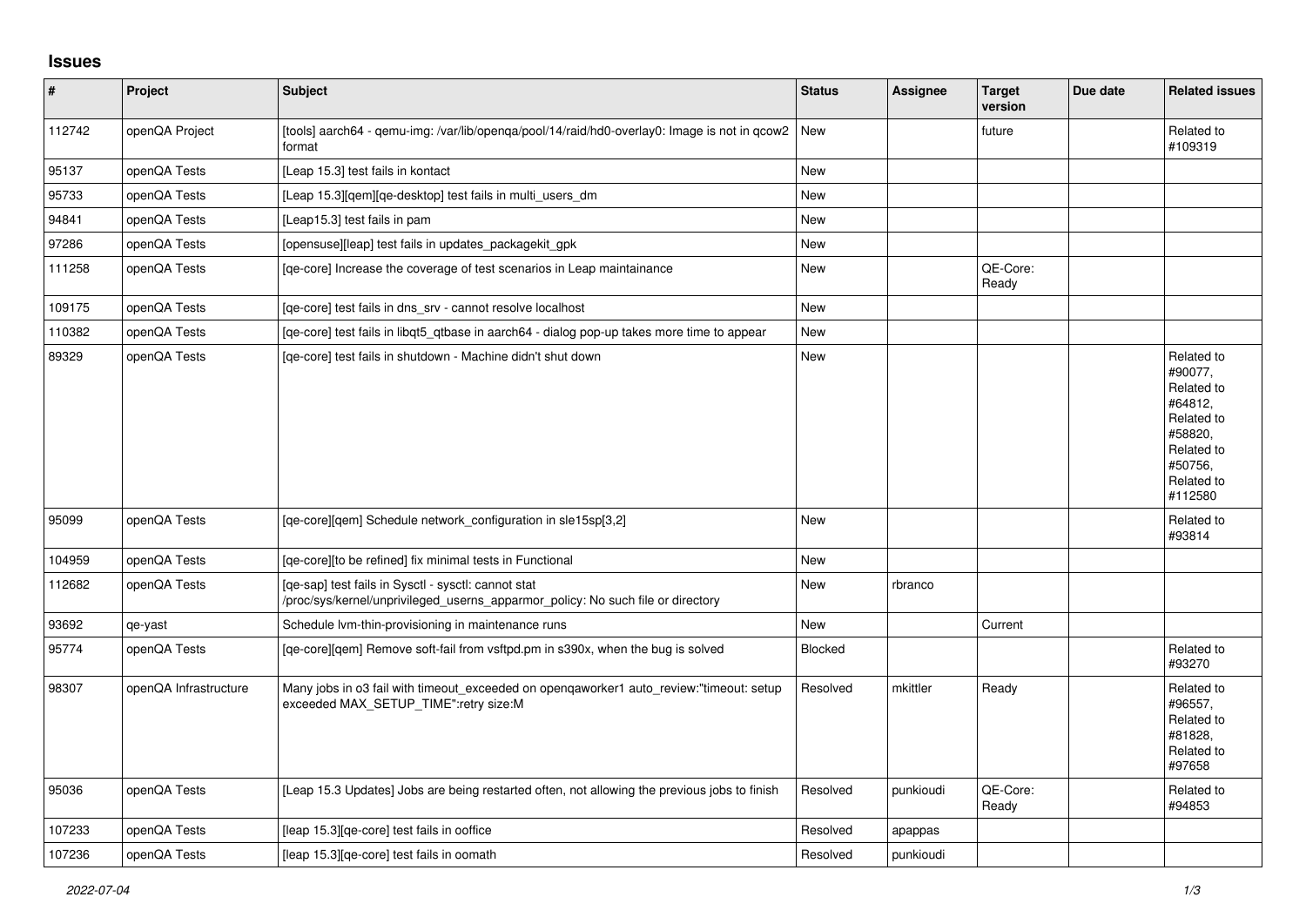## Issues

| # | Project | Subject | Status | Assignee | Target version | Due date | Related issues |
|---|---|---|---|---|---|---|---|
| 112742 | openQA Project | [tools] aarch64 - qemu-img: /var/lib/openqa/pool/14/raid/hd0-overlay0: Image is not in qcow2 format | New | | future | | Related to #109319 |
| 95137 | openQA Tests | [Leap 15.3] test fails in kontact | New | | | | |
| 95733 | openQA Tests | [Leap 15.3][qem][qe-desktop] test fails in multi_users_dm | New | | | | |
| 94841 | openQA Tests | [Leap15.3] test fails in pam | New | | | | |
| 97286 | openQA Tests | [opensuse][leap] test fails in updates_packagekit_gpk | New | | | | |
| 111258 | openQA Tests | [qe-core] Increase the coverage of test scenarios in Leap maintainance | New | | QE-Core: Ready | | |
| 109175 | openQA Tests | [qe-core] test fails in dns_srv - cannot resolve localhost | New | | | | |
| 110382 | openQA Tests | [qe-core] test fails in libqt5_qtbase in aarch64 - dialog pop-up takes more time to appear | New | | | | |
| 89329 | openQA Tests | [qe-core] test fails in shutdown - Machine didn't shut down | New | | | | Related to #90077, Related to #64812, Related to #58820, Related to #50756, Related to #112580 |
| 95099 | openQA Tests | [qe-core][qem] Schedule network_configuration in sle15sp[3,2] | New | | | | Related to #93814 |
| 104959 | openQA Tests | [qe-core][to be refined] fix minimal tests in Functional | New | | | | |
| 112682 | openQA Tests | [qe-sap] test fails in Sysctl - sysctl: cannot stat /proc/sys/kernel/unprivileged_userns_apparmor_policy: No such file or directory | New | rbranco | | | |
| 93692 | qe-yast | Schedule lvm-thin-provisioning in maintenance runs | New | | Current | | |
| 95774 | openQA Tests | [qe-core][qem] Remove soft-fail from vsftpd.pm in s390x, when the bug is solved | Blocked | | | | Related to #93270 |
| 98307 | openQA Infrastructure | Many jobs in o3 fail with timeout_exceeded on openqaworker1 auto_review:"timeout: setup exceeded MAX_SETUP_TIME":retry size:M | Resolved | mkittler | Ready | | Related to #96557, Related to #81828, Related to #97658 |
| 95036 | openQA Tests | [Leap 15.3 Updates] Jobs are being restarted often, not allowing the previous jobs to finish | Resolved | punkioudi | QE-Core: Ready | | Related to #94853 |
| 107233 | openQA Tests | [leap 15.3][qe-core] test fails in ooffice | Resolved | apappas | | | |
| 107236 | openQA Tests | [leap 15.3][qe-core] test fails in oomath | Resolved | punkioudi | | | |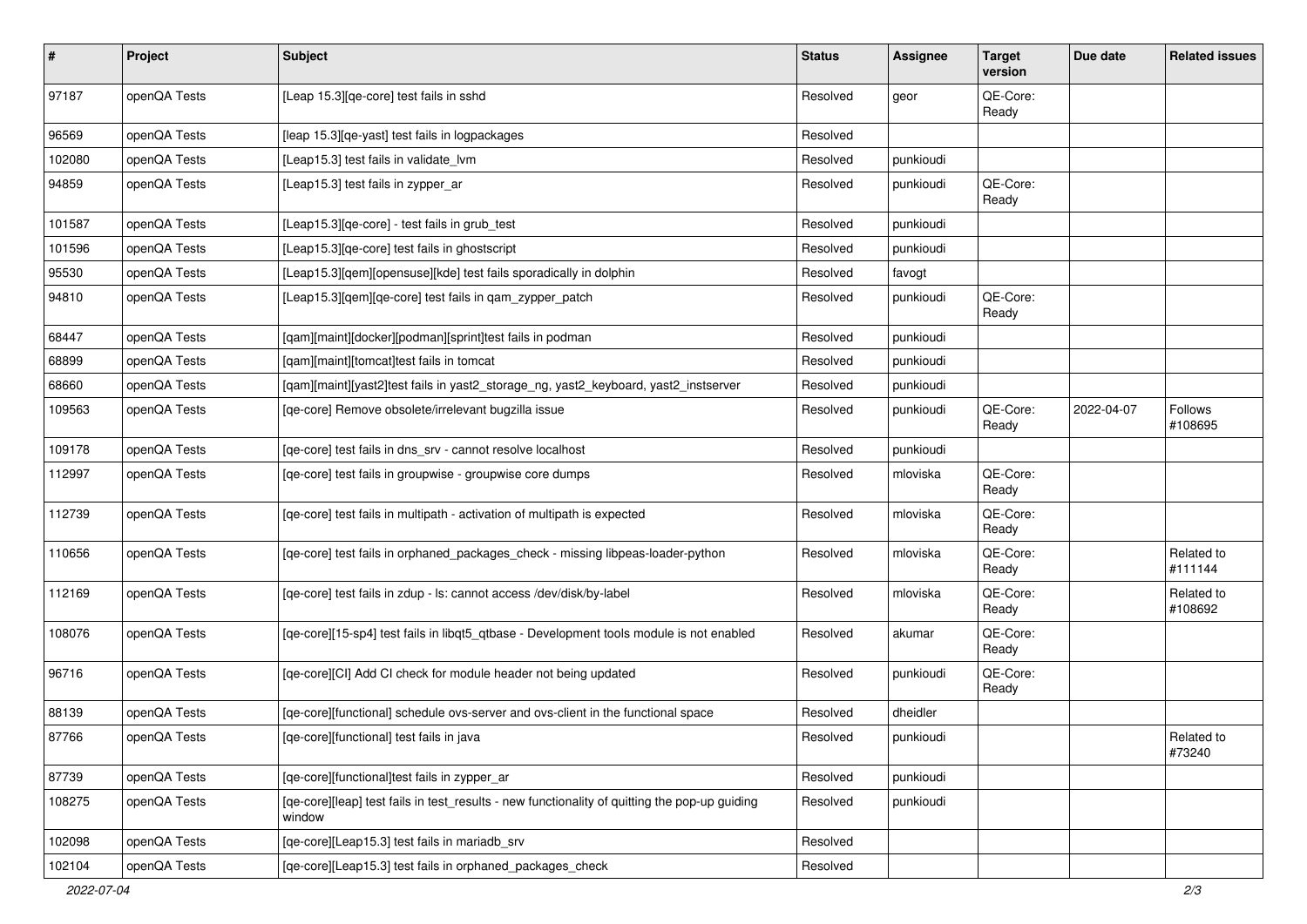| # | Project | Subject | Status | Assignee | Target version | Due date | Related issues |
|---|---|---|---|---|---|---|---|
| 97187 | openQA Tests | [Leap 15.3][qe-core] test fails in sshd | Resolved | geor | QE-Core: Ready | | |
| 96569 | openQA Tests | [leap 15.3][qe-yast] test fails in logpackages | Resolved | | | | |
| 102080 | openQA Tests | [Leap15.3] test fails in validate_lvm | Resolved | punkioudi | | | |
| 94859 | openQA Tests | [Leap15.3] test fails in zypper_ar | Resolved | punkioudi | QE-Core: Ready | | |
| 101587 | openQA Tests | [Leap15.3][qe-core] - test fails in grub_test | Resolved | punkioudi | | | |
| 101596 | openQA Tests | [Leap15.3][qe-core] test fails in ghostscript | Resolved | punkioudi | | | |
| 95530 | openQA Tests | [Leap15.3][qem][opensuse][kde] test fails sporadically in dolphin | Resolved | favogt | | | |
| 94810 | openQA Tests | [Leap15.3][qem][qe-core] test fails in qam_zypper_patch | Resolved | punkioudi | QE-Core: Ready | | |
| 68447 | openQA Tests | [qam][maint][docker][podman][sprint]test fails in podman | Resolved | punkioudi | | | |
| 68899 | openQA Tests | [qam][maint][tomcat]test fails in tomcat | Resolved | punkioudi | | | |
| 68660 | openQA Tests | [qam][maint][yast2]test fails in yast2_storage_ng, yast2_keyboard, yast2_instserver | Resolved | punkioudi | | | |
| 109563 | openQA Tests | [qe-core] Remove obsolete/irrelevant bugzilla issue | Resolved | punkioudi | QE-Core: Ready | 2022-04-07 | Follows #108695 |
| 109178 | openQA Tests | [qe-core] test fails in dns_srv - cannot resolve localhost | Resolved | punkioudi | | | |
| 112997 | openQA Tests | [qe-core] test fails in groupwise - groupwise core dumps | Resolved | mloviska | QE-Core: Ready | | |
| 112739 | openQA Tests | [qe-core] test fails in multipath - activation of multipath is expected | Resolved | mloviska | QE-Core: Ready | | |
| 110656 | openQA Tests | [qe-core] test fails in orphaned_packages_check - missing libpeas-loader-python | Resolved | mloviska | QE-Core: Ready | | Related to #111144 |
| 112169 | openQA Tests | [qe-core] test fails in zdup - ls: cannot access /dev/disk/by-label | Resolved | mloviska | QE-Core: Ready | | Related to #108692 |
| 108076 | openQA Tests | [qe-core][15-sp4] test fails in libqt5_qtbase - Development tools module is not enabled | Resolved | akumar | QE-Core: Ready | | |
| 96716 | openQA Tests | [qe-core][CI] Add CI check for module header not being updated | Resolved | punkioudi | QE-Core: Ready | | |
| 88139 | openQA Tests | [qe-core][functional] schedule ovs-server and ovs-client in the functional space | Resolved | dheidler | | | |
| 87766 | openQA Tests | [qe-core][functional] test fails in java | Resolved | punkioudi | | | Related to #73240 |
| 87739 | openQA Tests | [qe-core][functional]test fails in zypper_ar | Resolved | punkioudi | | | |
| 108275 | openQA Tests | [qe-core][leap] test fails in test_results - new functionality of quitting the pop-up guiding window | Resolved | punkioudi | | | |
| 102098 | openQA Tests | [qe-core][Leap15.3] test fails in mariadb_srv | Resolved | | | | |
| 102104 | openQA Tests | [qe-core][Leap15.3] test fails in orphaned_packages_check | Resolved | | | | |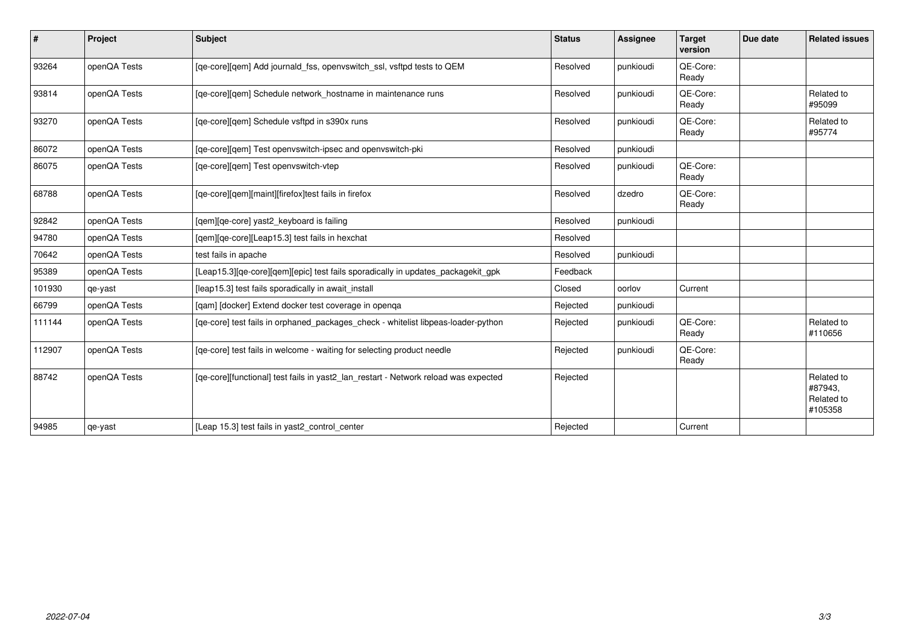| # | Project | Subject | Status | Assignee | Target version | Due date | Related issues |
|---|---|---|---|---|---|---|---|
| 93264 | openQA Tests | [qe-core][qem] Add journald_fss, openvswitch_ssl, vsftpd tests to QEM | Resolved | punkioudi | QE-Core: Ready | | |
| 93814 | openQA Tests | [qe-core][qem] Schedule network_hostname in maintenance runs | Resolved | punkioudi | QE-Core: Ready | | Related to #95099 |
| 93270 | openQA Tests | [qe-core][qem] Schedule vsftpd in s390x runs | Resolved | punkioudi | QE-Core: Ready | | Related to #95774 |
| 86072 | openQA Tests | [qe-core][qem] Test openvswitch-ipsec and openvswitch-pki | Resolved | punkioudi | | | |
| 86075 | openQA Tests | [qe-core][qem] Test openvswitch-vtep | Resolved | punkioudi | QE-Core: Ready | | |
| 68788 | openQA Tests | [qe-core][qem][maint][firefox]test fails in firefox | Resolved | dzedro | QE-Core: Ready | | |
| 92842 | openQA Tests | [qem][qe-core] yast2_keyboard is failing | Resolved | punkioudi | | | |
| 94780 | openQA Tests | [qem][qe-core][Leap15.3] test fails in hexchat | Resolved | | | | |
| 70642 | openQA Tests | test fails in apache | Resolved | punkioudi | | | |
| 95389 | openQA Tests | [Leap15.3][qe-core][qem][epic] test fails sporadically in updates_packagekit_gpk | Feedback | | | | |
| 101930 | qe-yast | [leap15.3] test fails sporadically in await_install | Closed | oorlov | Current | | |
| 66799 | openQA Tests | [qam] [docker] Extend docker test coverage in openqa | Rejected | punkioudi | | | |
| 111144 | openQA Tests | [qe-core] test fails in orphaned_packages_check - whitelist libpeas-loader-python | Rejected | punkioudi | QE-Core: Ready | | Related to #110656 |
| 112907 | openQA Tests | [qe-core] test fails in welcome - waiting for selecting product needle | Rejected | punkioudi | QE-Core: Ready | | |
| 88742 | openQA Tests | [qe-core][functional] test fails in yast2_lan_restart - Network reload was expected | Rejected | | | | Related to #87943, Related to #105358 |
| 94985 | qe-yast | [Leap 15.3] test fails in yast2_control_center | Rejected | | Current | | |